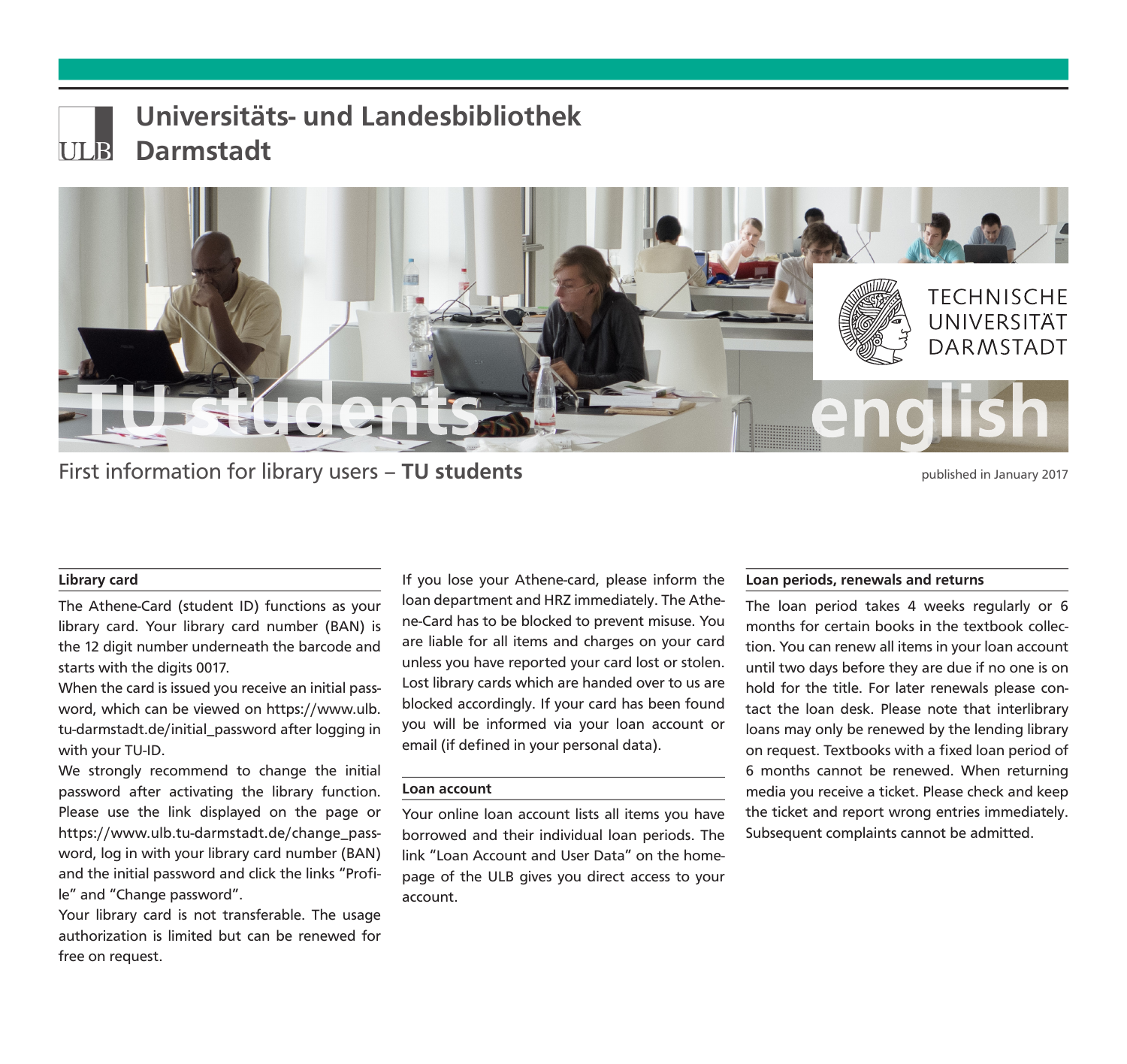# Universitäts- und Landesbibliothek Darmstadt

TU students english

First information for library users – **TU students**

published in January 2017

### Library card

The Athene-Card (student ID) functions as your library card. Your library card number (BAN) is the 12 digit number underneath the barcode and starts with the digits 0017.

When the card is issued you receive an initial password, which can be viewed on https://www.ulb.tu-darmstadt.de/initial_password after logging in with your TU-ID.

We strongly recommend to change the initial password after activating the library function. Please use the link displayed on the page or https://www.ulb.tu-darmstadt.de/change_password, log in with your library card number (BAN) and the initial password and click the links "Profile" and "Change password".

Your library card is not transferable. The usage authorization is limited but can be renewed for free on request.

If you lose your Athene-card, please inform the loan department and HRZ immediately. The Athene-Card has to be blocked to prevent misuse. You are liable for all items and charges on your card unless you have reported your card lost or stolen. Lost library cards which are handed over to us are blocked accordingly. If your card has been found you will be informed via your loan account or email (if defined in your personal data).

### Loan account

Your online loan account lists all items you have borrowed and their individual loan periods. The link "Loan Account and User Data" on the homepage of the ULB gives you direct access to your account.

### Loan periods, renewals and returns

The loan period takes 4 weeks regularly or 6 months for certain books in the textbook collection. You can renew all items in your loan account until two days before they are due if no one is on hold for the title. For later renewals please contact the loan desk. Please note that interlibrary loans may only be renewed by the lending library on request. Textbooks with a fixed loan period of 6 months cannot be renewed. When returning media you receive a ticket. Please check and keep the ticket and report wrong entries immediately. Subsequent complaints cannot be admitted.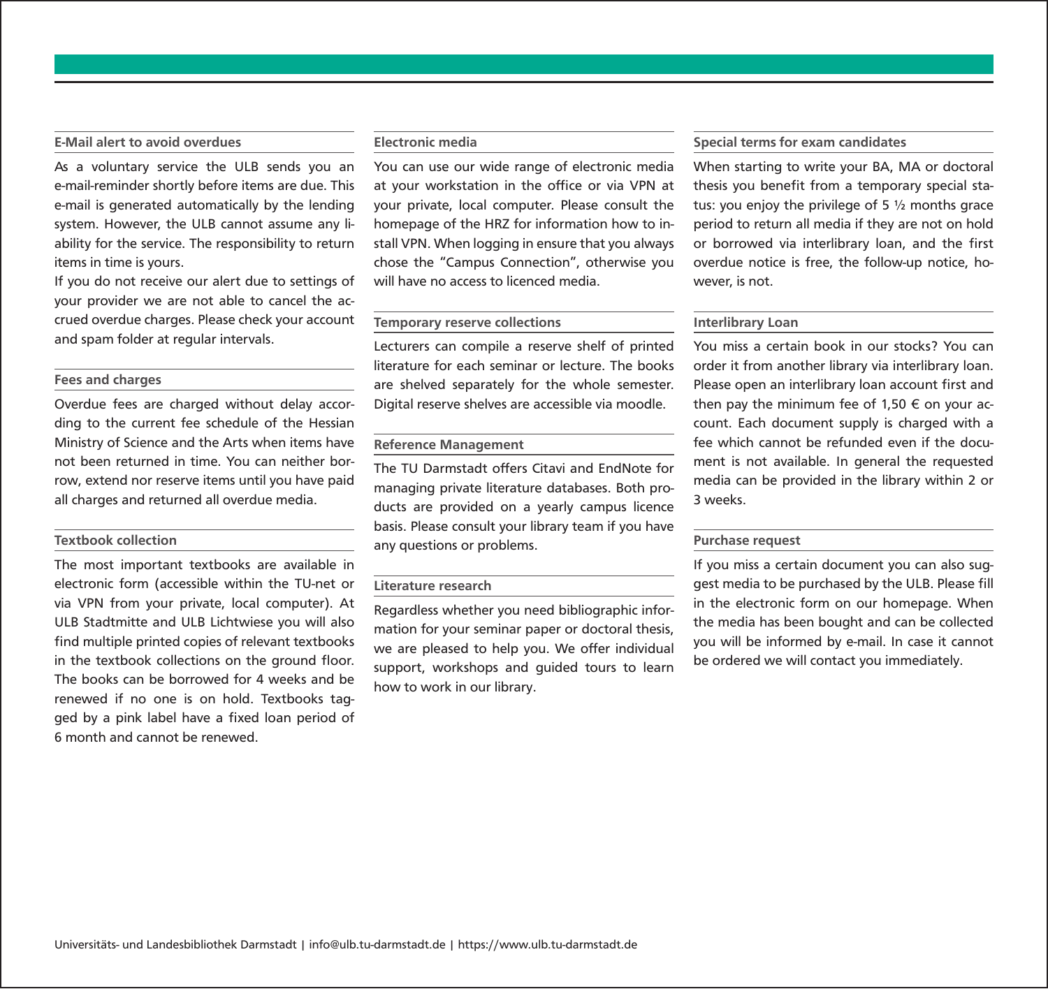### E-Mail alert to avoid overdues

As a voluntary service the ULB sends you an e-mail-reminder shortly before items are due. This e-mail is generated automatically by the lending system. However, the ULB cannot assume any liability for the service. The responsibility to return items in time is yours.

If you do not receive our alert due to settings of your provider we are not able to cancel the accrued overdue charges. Please check your account and spam folder at regular intervals.

### Fees and charges

Overdue fees are charged without delay according to the current fee schedule of the Hessian Ministry of Science and the Arts when items have not been returned in time. You can neither borrow, extend nor reserve items until you have paid all charges and returned all overdue media.

### Textbook collection

The most important textbooks are available in electronic form (accessible within the TU-net or via VPN from your private, local computer). At ULB Stadtmitte and ULB Lichtwiese you will also find multiple printed copies of relevant textbooks in the textbook collections on the ground floor. The books can be borrowed for 4 weeks and be renewed if no one is on hold. Textbooks tagged by a pink label have a fixed loan period of 6 month and cannot be renewed.

### Electronic media

You can use our wide range of electronic media at your workstation in the office or via VPN at your private, local computer. Please consult the homepage of the HRZ for information how to install VPN. When logging in ensure that you always chose the "Campus Connection", otherwise you will have no access to licenced media.

### Temporary reserve collections

Lecturers can compile a reserve shelf of printed literature for each seminar or lecture. The books are shelved separately for the whole semester. Digital reserve shelves are accessible via moodle.

### Reference Management

The TU Darmstadt offers Citavi and EndNote for managing private literature databases. Both products are provided on a yearly campus licence basis. Please consult your library team if you have any questions or problems.

### Literature research

Regardless whether you need bibliographic information for your seminar paper or doctoral thesis, we are pleased to help you. We offer individual support, workshops and guided tours to learn how to work in our library.

### Special terms for exam candidates

When starting to write your BA, MA or doctoral thesis you benefit from a temporary special status: you enjoy the privilege of 5 ½ months grace period to return all media if they are not on hold or borrowed via interlibrary loan, and the first overdue notice is free, the follow-up notice, however, is not.

### Interlibrary Loan

You miss a certain book in our stocks? You can order it from another library via interlibrary loan. Please open an interlibrary loan account first and then pay the minimum fee of 1,50 € on your account. Each document supply is charged with a fee which cannot be refunded even if the document is not available. In general the requested media can be provided in the library within 2 or 3 weeks.

### Purchase request

If you miss a certain document you can also suggest media to be purchased by the ULB. Please fill in the electronic form on our homepage. When the media has been bought and can be collected you will be informed by e-mail. In case it cannot be ordered we will contact you immediately.

Universitäts- und Landesbibliothek Darmstadt | info@ulb.tu-darmstadt.de | https://www.ulb.tu-darmstadt.de